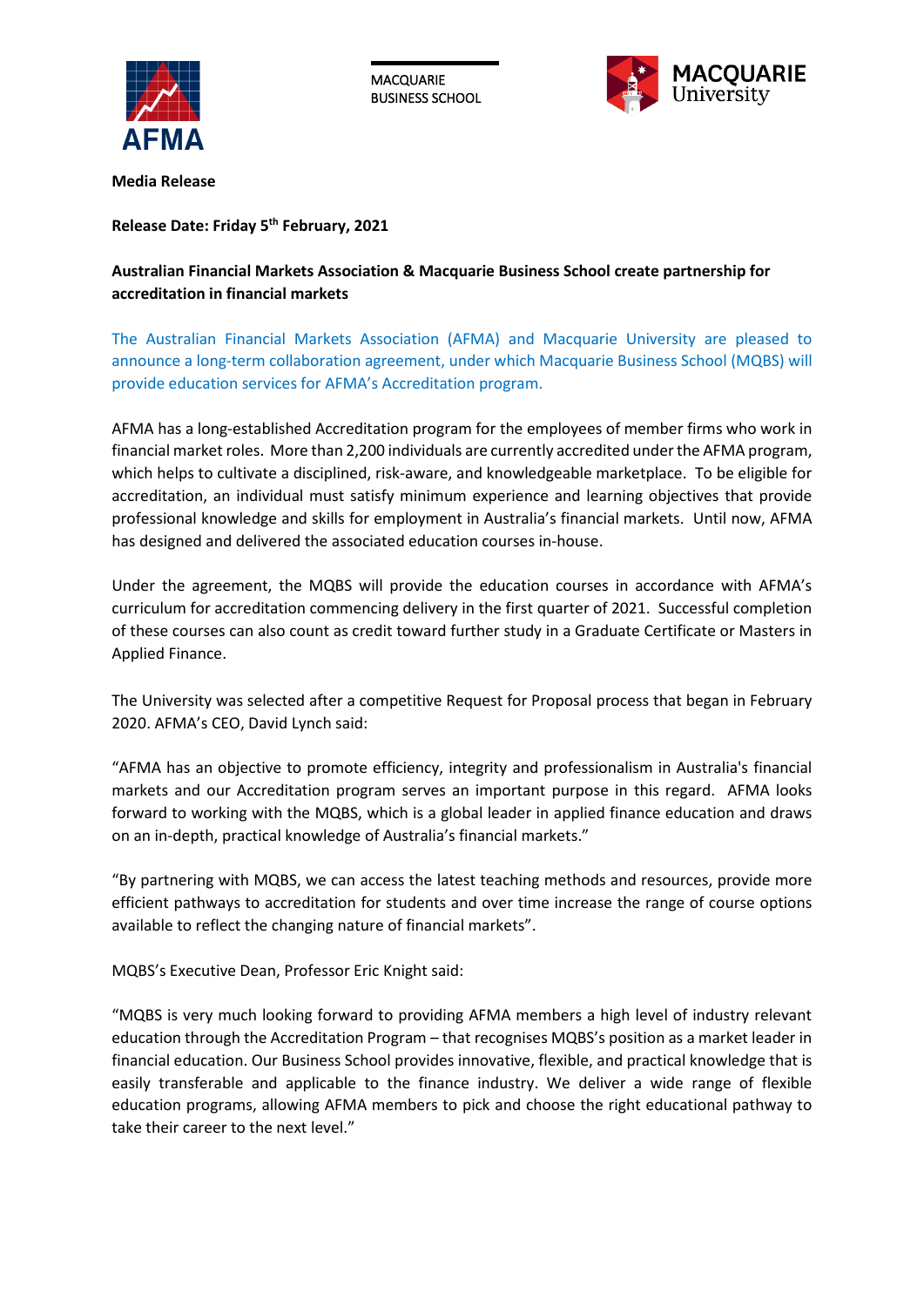MACQUARIE BUSINESS SCHOOL

**Media Release**

**Release Date: Friday 5th February, 2021**

**Australian Financial Markets Association & Macquarie Business School create partnership for accreditation in financial markets**

The Australian Financial Markets Association (AFMA) and Macquarie University are pleased to announce a long-term collaboration agreement, under which Macquarie Business School (MQBS) will provide education services for AFMA's Accreditation program.

AFMA has a long-established Accreditation program for the employees of member firms who work in financial market roles. More than 2,200 individuals are currently accredited under the AFMA program, which helps to cultivate a disciplined, risk-aware, and knowledgeable marketplace. To be eligible for accreditation, an individual must satisfy minimum experience and learning objectives that provide professional knowledge and skills for employment in Australia's financial markets. Until now, AFMA has designed and delivered the associated education courses in-house.

Under the agreement, the MQBS will provide the education courses in accordance with AFMA's curriculum for accreditation commencing delivery in the first quarter of 2021. Successful completion of these courses can also count as credit toward further study in a Graduate Certificate or Masters in Applied Finance.

The University was selected after a competitive Request for Proposal process that began in February 2020. AFMA's CEO, David Lynch said:

"AFMA has an objective to promote efficiency, integrity and professionalism in Australia's financial markets and our Accreditation program serves an important purpose in this regard. AFMA looks forward to working with the MQBS, which is a global leader in applied finance education and draws on an in-depth, practical knowledge of Australia's financial markets."

"By partnering with MQBS, we can access the latest teaching methods and resources, provide more efficient pathways to accreditation for students and over time increase the range of course options available to reflect the changing nature of financial markets".

MQBS's Executive Dean, Professor Eric Knight said:

"MQBS is very much looking forward to providing AFMA members a high level of industry relevant education through the Accreditation Program – that recognises MQBS's position as a market leader in financial education. Our Business School provides innovative, flexible, and practical knowledge that is easily transferable and applicable to the finance industry. We deliver a wide range of flexible education programs, allowing AFMA members to pick and choose the right educational pathway to take their career to the next level."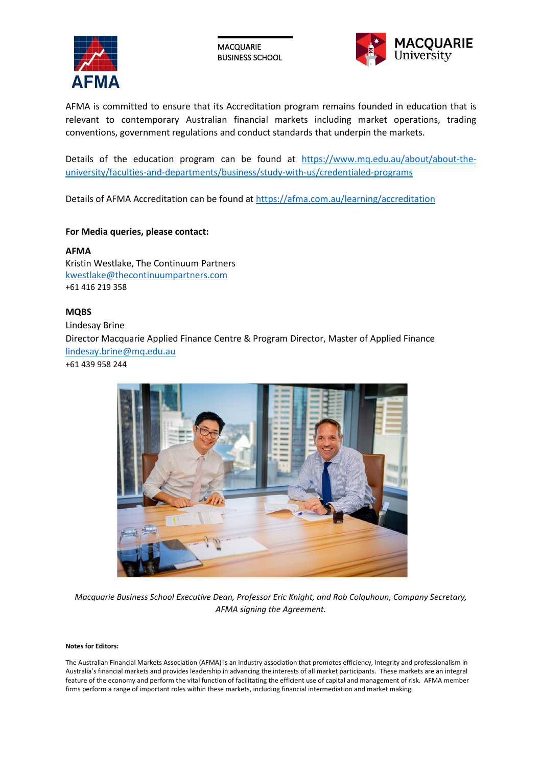AFMA is committed to ensure that its Accreditation program remains founded in education that is relevant to contemporary Australian financial markets including market operations, trading conventions, government regulations and conduct standards that underpin the markets.

Details of the education program can be found at https://www.mq.edu.au/about/about-the-university/faculties-and-departments/business/study-with-us/credentialed-programs

Details of AFMA Accreditation can be found at https://afma.com.au/learning/accreditation

**For Media queries, please contact:**

**AFMA**
Kristin Westlake, The Continuum Partners
kwestlake@thecontinuumpartners.com
+61 416 219 358

**MQBS**
Lindesay Brine
Director Macquarie Applied Finance Centre & Program Director, Master of Applied Finance
lindesay.brine@mq.edu.au
+61 439 958 244

*Macquarie Business School Executive Dean, Professor Eric Knight, and Rob Colquhoun, Company Secretary, AFMA signing the Agreement.*

**Notes for Editors:**

The Australian Financial Markets Association (AFMA) is an industry association that promotes efficiency, integrity and professionalism in Australia's financial markets and provides leadership in advancing the interests of all market participants. These markets are an integral feature of the economy and perform the vital function of facilitating the efficient use of capital and management of risk. AFMA member firms perform a range of important roles within these markets, including financial intermediation and market making.